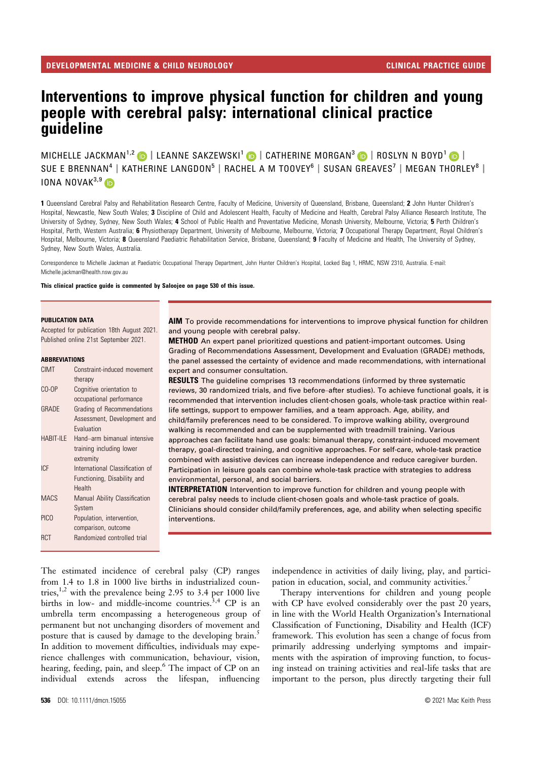DEVELOPMENTAL MEDICINE & CHILD NEUROLOGY — CLINICAL PRACTICE GUIDE

# Interventions to improve physical function for children and young people with cerebral palsy: international clinical practice guideline

MICHELLE JACKMAN[1,2] | LEANNE SAKZEWSKI[1] | CATHERINE MORGAN[3] | ROSLYN N BOYD[1] | SUE E BRENNAN[4] | KATHERINE LANGDON[5] | RACHEL A M TOOVEY[6] | SUSAN GREAVES[7] | MEGAN THORLEY[8] | IONA NOVAK[3,9]

**1** Queensland Cerebral Palsy and Rehabilitation Research Centre, Faculty of Medicine, University of Queensland, Brisbane, Queensland; **2** John Hunter Children's Hospital, Newcastle, New South Wales; **3** Discipline of Child and Adolescent Health, Faculty of Medicine and Health, Cerebral Palsy Alliance Research Institute, The University of Sydney, Sydney, New South Wales; **4** School of Public Health and Preventative Medicine, Monash University, Melbourne, Victoria; **5** Perth Children's Hospital, Perth, Western Australia; **6** Physiotherapy Department, University of Melbourne, Melbourne, Victoria; **7** Occupational Therapy Department, Royal Children's Hospital, Melbourne, Victoria; **8** Queensland Paediatric Rehabilitation Service, Brisbane, Queensland; **9** Faculty of Medicine and Health, The University of Sydney, Sydney, New South Wales, Australia.

Correspondence to Michelle Jackman at Paediatric Occupational Therapy Department, John Hunter Children's Hospital, Locked Bag 1, HRMC, NSW 2310, Australia. E-mail: Michelle.jackman@health.nsw.gov.au

**This clinical practice guide is commented by Saloojee on page 530 of this issue.**

**PUBLICATION DATA**

Accepted for publication 18th August 2021.
Published online 21st September 2021.

**ABBREVIATIONS**

| | |
|---|---|
| CIMT | Constraint-induced movement therapy |
| CO-OP | Cognitive orientation to occupational performance |
| GRADE | Grading of Recommendations Assessment, Development and Evaluation |
| HABIT-ILE | Hand–arm bimanual intensive training including lower extremity |
| ICF | International Classification of Functioning, Disability and Health |
| MACS | Manual Ability Classification System |
| PICO | Population, intervention, comparison, outcome |
| RCT | Randomized controlled trial |

**AIM** To provide recommendations for interventions to improve physical function for children and young people with cerebral palsy.

**METHOD** An expert panel prioritized questions and patient-important outcomes. Using Grading of Recommendations Assessment, Development and Evaluation (GRADE) methods, the panel assessed the certainty of evidence and made recommendations, with international expert and consumer consultation.

**RESULTS** The guideline comprises 13 recommendations (informed by three systematic reviews, 30 randomized trials, and five before–after studies). To achieve functional goals, it is recommended that intervention includes client-chosen goals, whole-task practice within real-life settings, support to empower families, and a team approach. Age, ability, and child/family preferences need to be considered. To improve walking ability, overground walking is recommended and can be supplemented with treadmill training. Various approaches can facilitate hand use goals: bimanual therapy, constraint-induced movement therapy, goal-directed training, and cognitive approaches. For self-care, whole-task practice combined with assistive devices can increase independence and reduce caregiver burden. Participation in leisure goals can combine whole-task practice with strategies to address environmental, personal, and social barriers.

**INTERPRETATION** Intervention to improve function for children and young people with cerebral palsy needs to include client-chosen goals and whole-task practice of goals. Clinicians should consider child/family preferences, age, and ability when selecting specific interventions.

The estimated incidence of cerebral palsy (CP) ranges from 1.4 to 1.8 in 1000 live births in industrialized countries,[1,2] with the prevalence being 2.95 to 3.4 per 1000 live births in low- and middle-income countries.[3,4] CP is an umbrella term encompassing a heterogeneous group of permanent but not unchanging disorders of movement and posture that is caused by damage to the developing brain.[5] In addition to movement difficulties, individuals may experience challenges with communication, behaviour, vision, hearing, feeding, pain, and sleep.[6] The impact of CP on an individual extends across the lifespan, influencing independence in activities of daily living, play, and participation in education, social, and community activities.[7]

Therapy interventions for children and young people with CP have evolved considerably over the past 20 years, in line with the World Health Organization's International Classification of Functioning, Disability and Health (ICF) framework. This evolution has seen a change of focus from primarily addressing underlying symptoms and impairments with the aspiration of improving function, to focusing instead on training activities and real-life tasks that are important to the person, plus directly targeting their full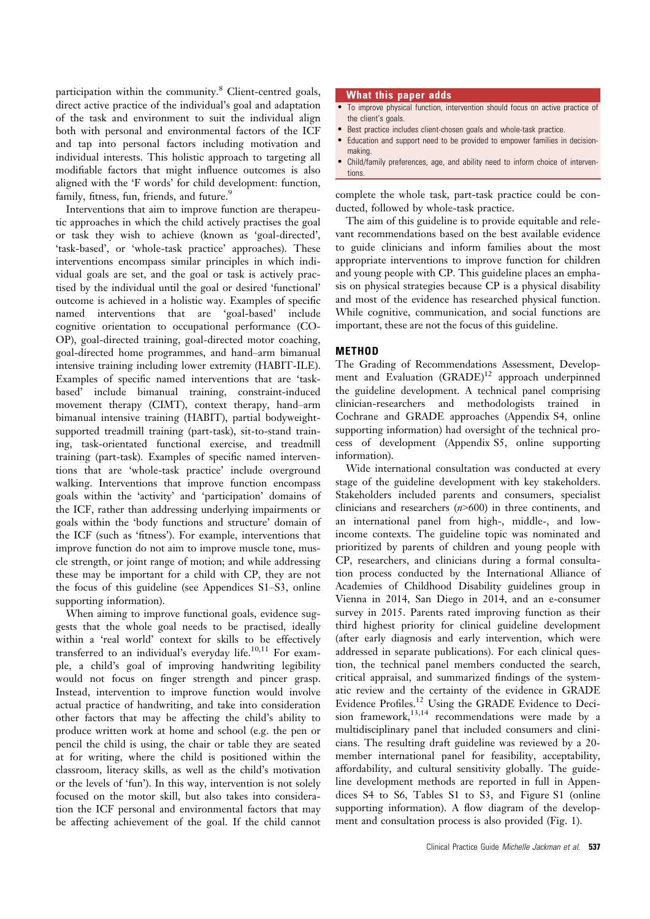participation within the community.[8] Client-centred goals, direct active practice of the individual's goal and adaptation of the task and environment to suit the individual align both with personal and environmental factors of the ICF and tap into personal factors including motivation and individual interests. This holistic approach to targeting all modifiable factors that might influence outcomes is also aligned with the 'F words' for child development: function, family, fitness, fun, friends, and future.[9]

Interventions that aim to improve function are therapeutic approaches in which the child actively practises the goal or task they wish to achieve (known as 'goal-directed', 'task-based', or 'whole-task practice' approaches). These interventions encompass similar principles in which individual goals are set, and the goal or task is actively practised by the individual until the goal or desired 'functional' outcome is achieved in a holistic way. Examples of specific named interventions that are 'goal-based' include cognitive orientation to occupational performance (CO-OP), goal-directed training, goal-directed motor coaching, goal-directed home programmes, and hand–arm bimanual intensive training including lower extremity (HABIT-ILE). Examples of specific named interventions that are 'task-based' include bimanual training, constraint-induced movement therapy (CIMT), context therapy, hand–arm bimanual intensive training (HABIT), partial bodyweight-supported treadmill training (part-task), sit-to-stand training, task-orientated functional exercise, and treadmill training (part-task). Examples of specific named interventions that are 'whole-task practice' include overground walking. Interventions that improve function encompass goals within the 'activity' and 'participation' domains of the ICF, rather than addressing underlying impairments or goals within the 'body functions and structure' domain of the ICF (such as 'fitness'). For example, interventions that improve function do not aim to improve muscle tone, muscle strength, or joint range of motion; and while addressing these may be important for a child with CP, they are not the focus of this guideline (see Appendices S1–S3, online supporting information).

When aiming to improve functional goals, evidence suggests that the whole goal needs to be practised, ideally within a 'real world' context for skills to be effectively transferred to an individual's everyday life.[10,11] For example, a child's goal of improving handwriting legibility would not focus on finger strength and pincer grasp. Instead, intervention to improve function would involve actual practice of handwriting, and take into consideration other factors that may be affecting the child's ability to produce written work at home and school (e.g. the pen or pencil the child is using, the chair or table they are seated at for writing, where the child is positioned within the classroom, literacy skills, as well as the child's motivation or the levels of 'fun'). In this way, intervention is not solely focused on the motor skill, but also takes into consideration the ICF personal and environmental factors that may be affecting achievement of the goal. If the child cannot complete the whole task, part-task practice could be conducted, followed by whole-task practice.

> **What this paper adds**
> - To improve physical function, intervention should focus on active practice of the client's goals.
> - Best practice includes client-chosen goals and whole-task practice.
> - Education and support need to be provided to empower families in decision-making.
> - Child/family preferences, age, and ability need to inform choice of interventions.

The aim of this guideline is to provide equitable and relevant recommendations based on the best available evidence to guide clinicians and inform families about the most appropriate interventions to improve function for children and young people with CP. This guideline places an emphasis on physical strategies because CP is a physical disability and most of the evidence has researched physical function. While cognitive, communication, and social functions are important, these are not the focus of this guideline.

## METHOD

The Grading of Recommendations Assessment, Development and Evaluation (GRADE)[12] approach underpinned the guideline development. A technical panel comprising clinician-researchers and methodologists trained in Cochrane and GRADE approaches (Appendix S4, online supporting information) had oversight of the technical process of development (Appendix S5, online supporting information).

Wide international consultation was conducted at every stage of the guideline development with key stakeholders. Stakeholders included parents and consumers, specialist clinicians and researchers ($n$>600) in three continents, and an international panel from high-, middle-, and low-income contexts. The guideline topic was nominated and prioritized by parents of children and young people with CP, researchers, and clinicians during a formal consultation process conducted by the International Alliance of Academies of Childhood Disability guidelines group in Vienna in 2014, San Diego in 2014, and an e-consumer survey in 2015. Parents rated improving function as their third highest priority for clinical guideline development (after early diagnosis and early intervention, which were addressed in separate publications). For each clinical question, the technical panel members conducted the search, critical appraisal, and summarized findings of the systematic review and the certainty of the evidence in GRADE Evidence Profiles.[12] Using the GRADE Evidence to Decision framework,[13,14] recommendations were made by a multidisciplinary panel that included consumers and clinicians. The resulting draft guideline was reviewed by a 20-member international panel for feasibility, acceptability, affordability, and cultural sensitivity globally. The guideline development methods are reported in full in Appendices S4 to S6, Tables S1 to S3, and Figure S1 (online supporting information). A flow diagram of the development and consultation process is also provided (Fig. 1).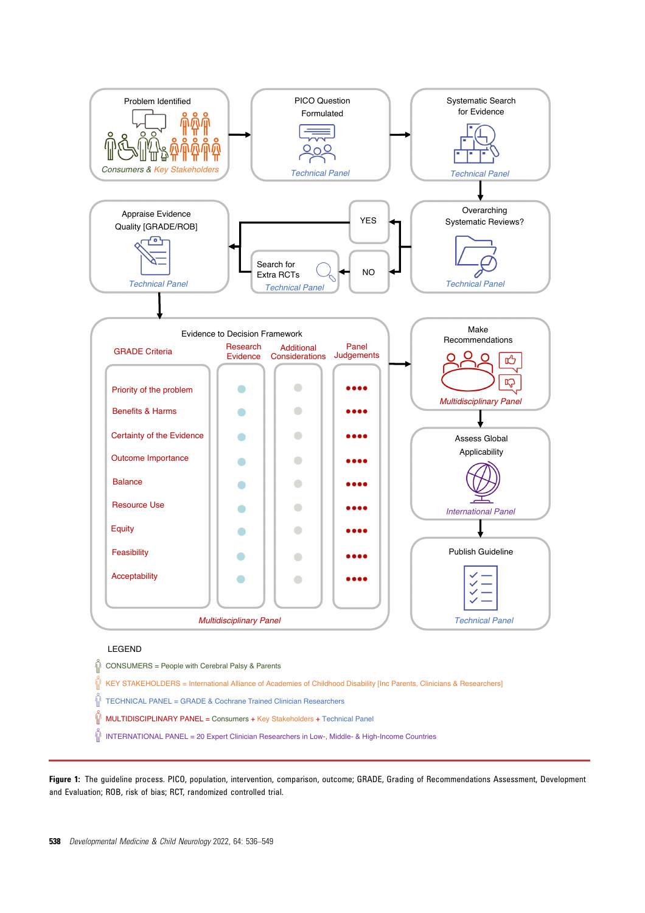Problem Identified

*Consumers & Key Stakeholders*

PICO Question Formulated

*Technical Panel*

Systematic Search for Evidence

*Technical Panel*

Overarching Systematic Reviews?

*Technical Panel*

YES

NO

Search for Extra RCTs

*Technical Panel*

Appraise Evidence Quality [GRADE/ROB]

*Technical Panel*

Evidence to Decision Framework

| GRADE Criteria | Research Evidence | Additional Considerations | Panel Judgements |
|---|---|---|---|
| Priority of the problem | ● | ● | ●●●● |
| Benefits & Harms | ● | ● | ●●●● |
| Certainty of the Evidence | ● | ● | ●●●● |
| Outcome Importance | ● | ● | ●●●● |
| Balance | ● | ● | ●●●● |
| Resource Use | ● | ● | ●●●● |
| Equity | ● | ● | ●●●● |
| Feasibility | ● | ● | ●●●● |
| Acceptability | ● | ● | ●●●● |

*Multidisciplinary Panel*

Make Recommendations

*Multidisciplinary Panel*

Assess Global Applicability

*International Panel*

Publish Guideline

*Technical Panel*

LEGEND

CONSUMERS = People with Cerebral Palsy & Parents

KEY STAKEHOLDERS = International Alliance of Academies of Childhood Disability [Inc Parents, Clinicians & Researchers]

TECHNICAL PANEL = GRADE & Cochrane Trained Clinician Researchers

MULTIDISCIPLINARY PANEL = Consumers + Key Stakeholders + Technical Panel

INTERNATIONAL PANEL = 20 Expert Clinician Researchers in Low-, Middle- & High-Income Countries

**Figure 1:** The guideline process. PICO, population, intervention, comparison, outcome; GRADE, Grading of Recommendations Assessment, Development and Evaluation; ROB, risk of bias; RCT, randomized controlled trial.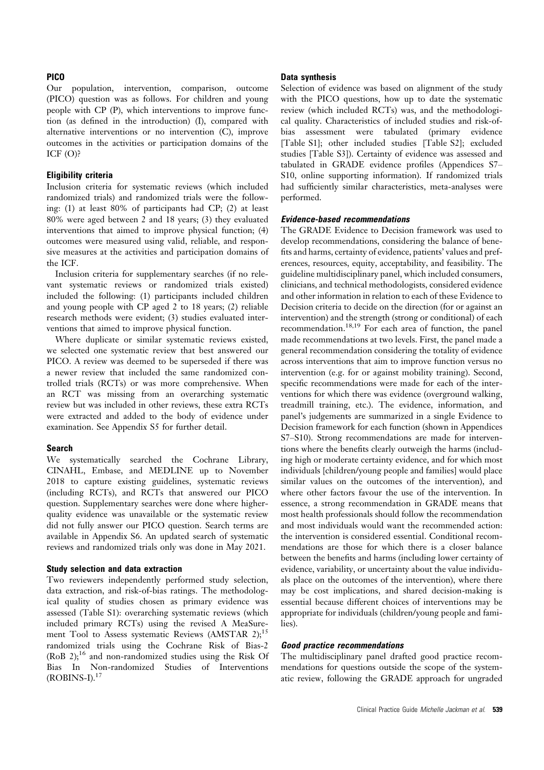## PICO

Our population, intervention, comparison, outcome (PICO) question was as follows. For children and young people with CP (P), which interventions to improve function (as defined in the introduction) (I), compared with alternative interventions or no intervention (C), improve outcomes in the activities or participation domains of the ICF (O)?

## Eligibility criteria

Inclusion criteria for systematic reviews (which included randomized trials) and randomized trials were the following: (1) at least 80% of participants had CP; (2) at least 80% were aged between 2 and 18 years; (3) they evaluated interventions that aimed to improve physical function; (4) outcomes were measured using valid, reliable, and responsive measures at the activities and participation domains of the ICF.

Inclusion criteria for supplementary searches (if no relevant systematic reviews or randomized trials existed) included the following: (1) participants included children and young people with CP aged 2 to 18 years; (2) reliable research methods were evident; (3) studies evaluated interventions that aimed to improve physical function.

Where duplicate or similar systematic reviews existed, we selected one systematic review that best answered our PICO. A review was deemed to be superseded if there was a newer review that included the same randomized controlled trials (RCTs) or was more comprehensive. When an RCT was missing from an overarching systematic review but was included in other reviews, these extra RCTs were extracted and added to the body of evidence under examination. See Appendix S5 for further detail.

## Search

We systematically searched the Cochrane Library, CINAHL, Embase, and MEDLINE up to November 2018 to capture existing guidelines, systematic reviews (including RCTs), and RCTs that answered our PICO question. Supplementary searches were done where higher-quality evidence was unavailable or the systematic review did not fully answer our PICO question. Search terms are available in Appendix S6. An updated search of systematic reviews and randomized trials only was done in May 2021.

## Study selection and data extraction

Two reviewers independently performed study selection, data extraction, and risk-of-bias ratings. The methodological quality of studies chosen as primary evidence was assessed (Table S1): overarching systematic reviews (which included primary RCTs) using the revised A MeaSurement Tool to Assess systematic Reviews (AMSTAR 2);[15] randomized trials using the Cochrane Risk of Bias-2 (RoB 2);[16] and non-randomized studies using the Risk Of Bias In Non-randomized Studies of Interventions (ROBINS-I).[17]

## Data synthesis

Selection of evidence was based on alignment of the study with the PICO questions, how up to date the systematic review (which included RCTs) was, and the methodological quality. Characteristics of included studies and risk-of-bias assessment were tabulated (primary evidence [Table S1]; other included studies [Table S2]; excluded studies [Table S3]). Certainty of evidence was assessed and tabulated in GRADE evidence profiles (Appendices S7–S10, online supporting information). If randomized trials had sufficiently similar characteristics, meta-analyses were performed.

### Evidence-based recommendations

The GRADE Evidence to Decision framework was used to develop recommendations, considering the balance of benefits and harms, certainty of evidence, patients' values and preferences, resources, equity, acceptability, and feasibility. The guideline multidisciplinary panel, which included consumers, clinicians, and technical methodologists, considered evidence and other information in relation to each of these Evidence to Decision criteria to decide on the direction (for or against an intervention) and the strength (strong or conditional) of each recommendation.[18,19] For each area of function, the panel made recommendations at two levels. First, the panel made a general recommendation considering the totality of evidence across interventions that aim to improve function versus no intervention (e.g. for or against mobility training). Second, specific recommendations were made for each of the interventions for which there was evidence (overground walking, treadmill training, etc.). The evidence, information, and panel's judgements are summarized in a single Evidence to Decision framework for each function (shown in Appendices S7–S10). Strong recommendations are made for interventions where the benefits clearly outweigh the harms (including high or moderate certainty evidence, and for which most individuals [children/young people and families] would place similar values on the outcomes of the intervention), and where other factors favour the use of the intervention. In essence, a strong recommendation in GRADE means that most health professionals should follow the recommendation and most individuals would want the recommended action: the intervention is considered essential. Conditional recommendations are those for which there is a closer balance between the benefits and harms (including lower certainty of evidence, variability, or uncertainty about the value individuals place on the outcomes of the intervention), where there may be cost implications, and shared decision-making is essential because different choices of interventions may be appropriate for individuals (children/young people and families).

### Good practice recommendations

The multidisciplinary panel drafted good practice recommendations for questions outside the scope of the systematic review, following the GRADE approach for ungraded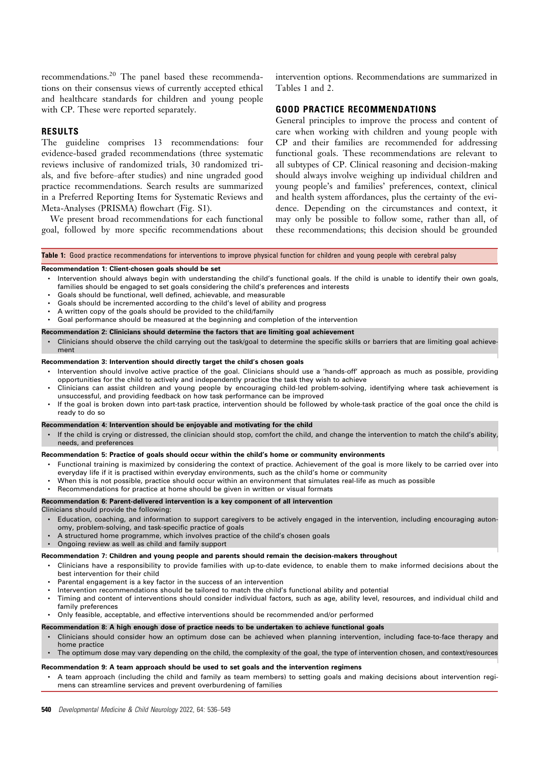recommendations.[20] The panel based these recommendations on their consensus views of currently accepted ethical and healthcare standards for children and young people with CP. These were reported separately.

## RESULTS

The guideline comprises 13 recommendations: four evidence-based graded recommendations (three systematic reviews inclusive of randomized trials, 30 randomized trials, and five before–after studies) and nine ungraded good practice recommendations. Search results are summarized in a Preferred Reporting Items for Systematic Reviews and Meta-Analyses (PRISMA) flowchart (Fig. S1).

We present broad recommendations for each functional goal, followed by more specific recommendations about intervention options. Recommendations are summarized in Tables 1 and 2.

## GOOD PRACTICE RECOMMENDATIONS

General principles to improve the process and content of care when working with children and young people with CP and their families are recommended for addressing functional goals. These recommendations are relevant to all subtypes of CP. Clinical reasoning and decision-making should always involve weighing up individual children and young people's and families' preferences, context, clinical and health system affordances, plus the certainty of the evidence. Depending on the circumstances and context, it may only be possible to follow some, rather than all, of these recommendations; this decision should be grounded

**Table 1:** Good practice recommendations for interventions to improve physical function for children and young people with cerebral palsy

**Recommendation 1: Client-chosen goals should be set**

- Intervention should always begin with understanding the child's functional goals. If the child is unable to identify their own goals, families should be engaged to set goals considering the child's preferences and interests
- Goals should be functional, well defined, achievable, and measurable
- Goals should be incremented according to the child's level of ability and progress
- A written copy of the goals should be provided to the child/family
- Goal performance should be measured at the beginning and completion of the intervention

**Recommendation 2: Clinicians should determine the factors that are limiting goal achievement**

- Clinicians should observe the child carrying out the task/goal to determine the specific skills or barriers that are limiting goal achievement

**Recommendation 3: Intervention should directly target the child's chosen goals**

- Intervention should involve active practice of the goal. Clinicians should use a 'hands-off' approach as much as possible, providing opportunities for the child to actively and independently practice the task they wish to achieve
- Clinicians can assist children and young people by encouraging child-led problem-solving, identifying where task achievement is unsuccessful, and providing feedback on how task performance can be improved
- If the goal is broken down into part-task practice, intervention should be followed by whole-task practice of the goal once the child is ready to do so

**Recommendation 4: Intervention should be enjoyable and motivating for the child**

- If the child is crying or distressed, the clinician should stop, comfort the child, and change the intervention to match the child's ability, needs, and preferences

**Recommendation 5: Practice of goals should occur within the child's home or community environments**

- Functional training is maximized by considering the context of practice. Achievement of the goal is more likely to be carried over into everyday life if it is practised within everyday environments, such as the child's home or community
- When this is not possible, practice should occur within an environment that simulates real-life as much as possible
- Recommendations for practice at home should be given in written or visual formats

**Recommendation 6: Parent-delivered intervention is a key component of all intervention**

Clinicians should provide the following:

- Education, coaching, and information to support caregivers to be actively engaged in the intervention, including encouraging autonomy, problem-solving, and task-specific practice of goals
- A structured home programme, which involves practice of the child's chosen goals
- Ongoing review as well as child and family support

**Recommendation 7: Children and young people and parents should remain the decision-makers throughout**

- Clinicians have a responsibility to provide families with up-to-date evidence, to enable them to make informed decisions about the best intervention for their child
- Parental engagement is a key factor in the success of an intervention
- Intervention recommendations should be tailored to match the child's functional ability and potential
- Timing and content of interventions should consider individual factors, such as age, ability level, resources, and individual child and family preferences
- Only feasible, acceptable, and effective interventions should be recommended and/or performed

**Recommendation 8: A high enough dose of practice needs to be undertaken to achieve functional goals**

- Clinicians should consider how an optimum dose can be achieved when planning intervention, including face-to-face therapy and home practice
- The optimum dose may vary depending on the child, the complexity of the goal, the type of intervention chosen, and context/resources

**Recommendation 9: A team approach should be used to set goals and the intervention regimens**

- A team approach (including the child and family as team members) to setting goals and making decisions about intervention regimens can streamline services and prevent overburdening of families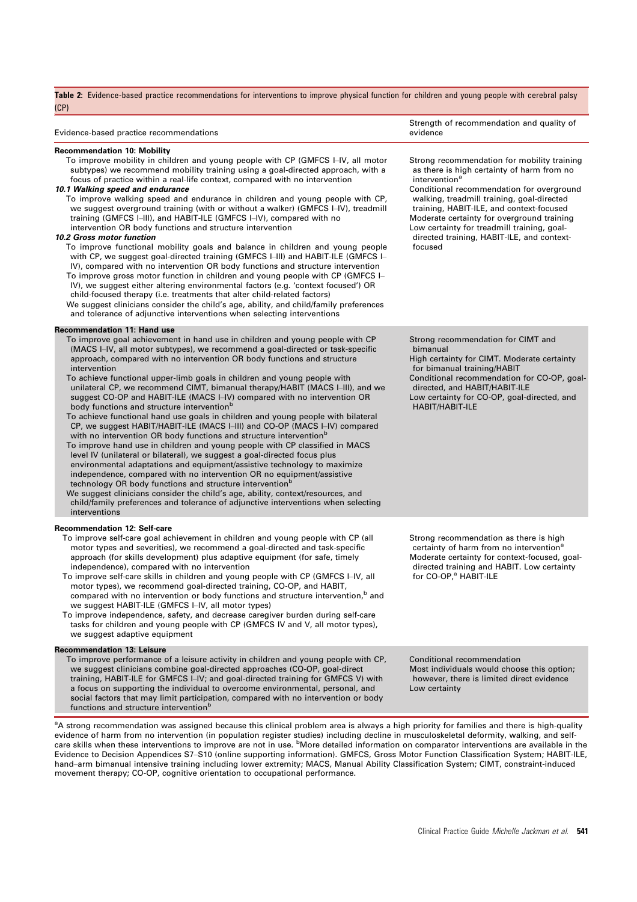**Table 2:** Evidence-based practice recommendations for interventions to improve physical function for children and young people with cerebral palsy (CP)

| Evidence-based practice recommendations | Strength of recommendation and quality of evidence |
|---|---|
| **Recommendation 10: Mobility**<br>To improve mobility in children and young people with CP (GMFCS I–IV, all motor subtypes) we recommend mobility training using a goal-directed approach, with a focus of practice within a real-life context, compared with no intervention<br>***10.1 Walking speed and endurance***<br>To improve walking speed and endurance in children and young people with CP, we suggest overground training (with or without a walker) (GMFCS I–IV), treadmill training (GMFCS I–III), and HABIT-ILE (GMFCS I–IV), compared with no intervention OR body functions and structure intervention<br>***10.2 Gross motor function***<br>To improve functional mobility goals and balance in children and young people with CP, we suggest goal-directed training (GMFCS I–III) and HABIT-ILE (GMFCS I–IV), compared with no intervention OR body functions and structure intervention<br>To improve gross motor function in children and young people with CP (GMFCS I–IV), we suggest either altering environmental factors (e.g. 'context focused') OR child-focused therapy (i.e. treatments that alter child-related factors)<br>We suggest clinicians consider the child's age, ability, and child/family preferences and tolerance of adjunctive interventions when selecting interventions | Strong recommendation for mobility training as there is high certainty of harm from no intervention[a]<br>Conditional recommendation for overground walking, treadmill training, goal-directed training, HABIT-ILE, and context-focused<br>Moderate certainty for overground training<br>Low certainty for treadmill training, goal-directed training, HABIT-ILE, and context-focused |
| **Recommendation 11: Hand use**<br>To improve goal achievement in hand use in children and young people with CP (MACS I–IV, all motor subtypes), we recommend a goal-directed or task-specific approach, compared with no intervention OR body functions and structure intervention<br>To achieve functional upper-limb goals in children and young people with unilateral CP, we recommend CIMT, bimanual therapy/HABIT (MACS I–III), and we suggest CO-OP and HABIT-ILE (MACS I–IV) compared with no intervention OR body functions and structure intervention[b]<br>To achieve functional hand use goals in children and young people with bilateral CP, we suggest HABIT/HABIT-ILE (MACS I–III) and CO-OP (MACS I–IV) compared with no intervention OR body functions and structure intervention[b]<br>To improve hand use in children and young people with CP classified in MACS level IV (unilateral or bilateral), we suggest a goal-directed focus plus environmental adaptations and equipment/assistive technology to maximize independence, compared with no intervention OR no equipment/assistive technology OR body functions and structure intervention[b]<br>We suggest clinicians consider the child's age, ability, context/resources, and child/family preferences and tolerance of adjunctive interventions when selecting interventions | Strong recommendation for CIMT and bimanual<br>High certainty for CIMT. Moderate certainty for bimanual training/HABIT<br>Conditional recommendation for CO-OP, goal-directed, and HABIT/HABIT-ILE<br>Low certainty for CO-OP, goal-directed, and HABIT/HABIT-ILE |
| **Recommendation 12: Self-care**<br>To improve self-care goal achievement in children and young people with CP (all motor types and severities), we recommend a goal-directed and task-specific approach (for skills development) plus adaptive equipment (for safe, timely independence), compared with no intervention<br>To improve self-care skills in children and young people with CP (GMFCS I–IV, all motor types), we recommend goal-directed training, CO-OP, and HABIT, compared with no intervention or body functions and structure intervention,[b] and we suggest HABIT-ILE (GMFCS I–IV, all motor types)<br>To improve independence, safety, and decrease caregiver burden during self-care tasks for children and young people with CP (GMFCS IV and V, all motor types), we suggest adaptive equipment | Strong recommendation as there is high certainty of harm from no intervention[a]<br>Moderate certainty for context-focused, goal-directed training and HABIT. Low certainty for CO-OP,[a] HABIT-ILE |
| **Recommendation 13: Leisure**<br>To improve performance of a leisure activity in children and young people with CP, we suggest clinicians combine goal-directed approaches (CO-OP, goal-direct training, HABIT-ILE for GMFCS I–IV; and goal-directed training for GMFCS V) with a focus on supporting the individual to overcome environmental, personal, and social factors that may limit participation, compared with no intervention or body functions and structure intervention[b] | Conditional recommendation<br>Most individuals would choose this option; however, there is limited direct evidence<br>Low certainty |

[a]A strong recommendation was assigned because this clinical problem area is always a high priority for families and there is high-quality evidence of harm from no intervention (in population register studies) including decline in musculoskeletal deformity, walking, and self-care skills when these interventions to improve are not in use. [b]More detailed information on comparator interventions are available in the Evidence to Decision Appendices S7–S10 (online supporting information). GMFCS, Gross Motor Function Classification System; HABIT-ILE, hand–arm bimanual intensive training including lower extremity; MACS, Manual Ability Classification System; CIMT, constraint-induced movement therapy; CO-OP, cognitive orientation to occupational performance.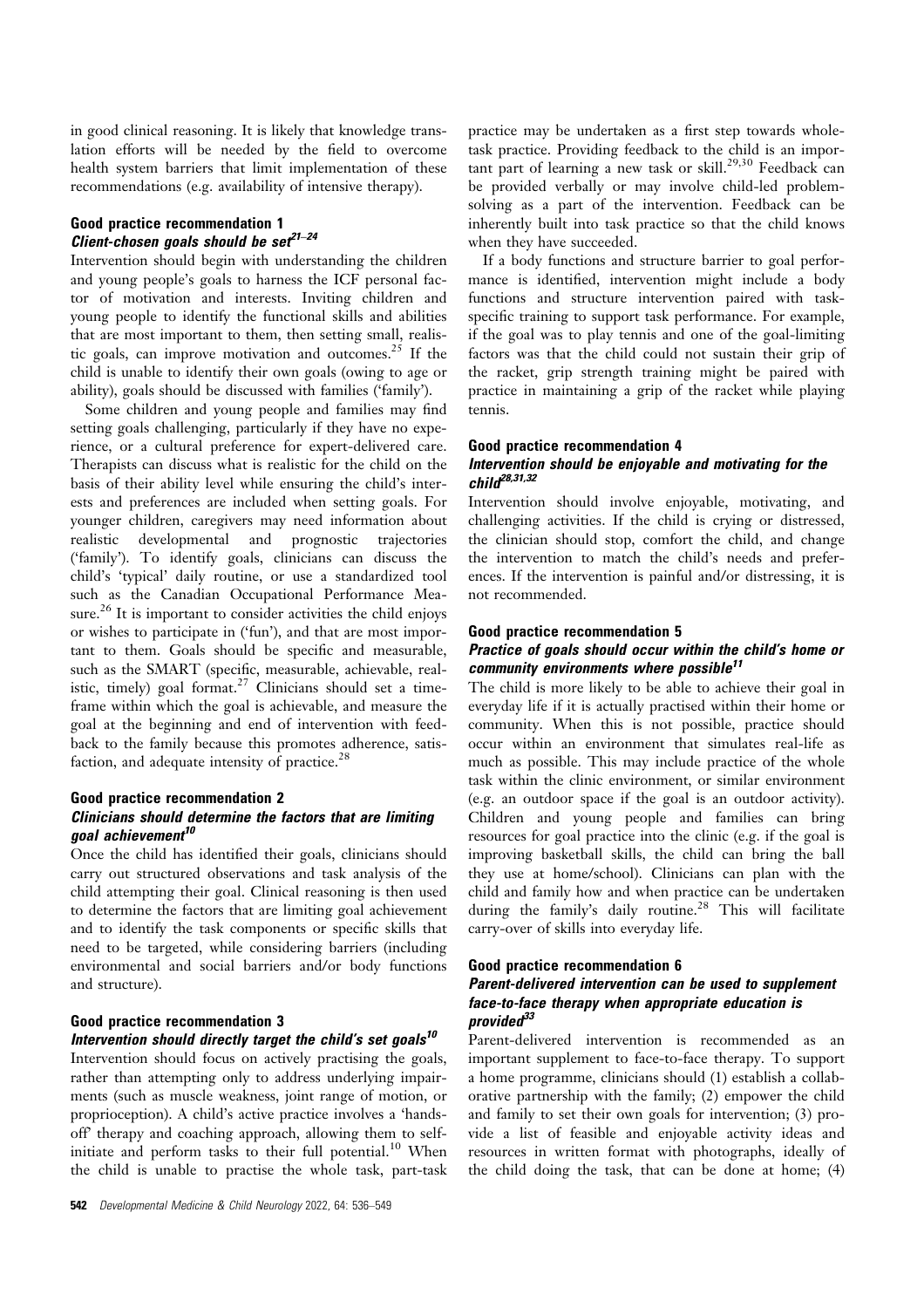in good clinical reasoning. It is likely that knowledge translation efforts will be needed by the field to overcome health system barriers that limit implementation of these recommendations (e.g. availability of intensive therapy).

### Good practice recommendation 1

#### *Client-chosen goals should be set*[21–24]

Intervention should begin with understanding the children and young people's goals to harness the ICF personal factor of motivation and interests. Inviting children and young people to identify the functional skills and abilities that are most important to them, then setting small, realistic goals, can improve motivation and outcomes.[25] If the child is unable to identify their own goals (owing to age or ability), goals should be discussed with families ('family').

Some children and young people and families may find setting goals challenging, particularly if they have no experience, or a cultural preference for expert-delivered care. Therapists can discuss what is realistic for the child on the basis of their ability level while ensuring the child's interests and preferences are included when setting goals. For younger children, caregivers may need information about realistic developmental and prognostic trajectories ('family'). To identify goals, clinicians can discuss the child's 'typical' daily routine, or use a standardized tool such as the Canadian Occupational Performance Measure.[26] It is important to consider activities the child enjoys or wishes to participate in ('fun'), and that are most important to them. Goals should be specific and measurable, such as the SMART (specific, measurable, achievable, realistic, timely) goal format.[27] Clinicians should set a timeframe within which the goal is achievable, and measure the goal at the beginning and end of intervention with feedback to the family because this promotes adherence, satisfaction, and adequate intensity of practice.[28]

### Good practice recommendation 2

#### *Clinicians should determine the factors that are limiting goal achievement*[10]

Once the child has identified their goals, clinicians should carry out structured observations and task analysis of the child attempting their goal. Clinical reasoning is then used to determine the factors that are limiting goal achievement and to identify the task components or specific skills that need to be targeted, while considering barriers (including environmental and social barriers and/or body functions and structure).

### Good practice recommendation 3

#### *Intervention should directly target the child's set goals*[10]

Intervention should focus on actively practising the goals, rather than attempting only to address underlying impairments (such as muscle weakness, joint range of motion, or proprioception). A child's active practice involves a 'hands-off' therapy and coaching approach, allowing them to self-initiate and perform tasks to their full potential.[10] When the child is unable to practise the whole task, part-task practice may be undertaken as a first step towards whole-task practice. Providing feedback to the child is an important part of learning a new task or skill.[29,30] Feedback can be provided verbally or may involve child-led problem-solving as a part of the intervention. Feedback can be inherently built into task practice so that the child knows when they have succeeded.

If a body functions and structure barrier to goal performance is identified, intervention might include a body functions and structure intervention paired with task-specific training to support task performance. For example, if the goal was to play tennis and one of the goal-limiting factors was that the child could not sustain their grip of the racket, grip strength training might be paired with practice in maintaining a grip of the racket while playing tennis.

### Good practice recommendation 4

#### *Intervention should be enjoyable and motivating for the child*[28,31,32]

Intervention should involve enjoyable, motivating, and challenging activities. If the child is crying or distressed, the clinician should stop, comfort the child, and change the intervention to match the child's needs and preferences. If the intervention is painful and/or distressing, it is not recommended.

### Good practice recommendation 5

#### *Practice of goals should occur within the child's home or community environments where possible*[11]

The child is more likely to be able to achieve their goal in everyday life if it is actually practised within their home or community. When this is not possible, practice should occur within an environment that simulates real-life as much as possible. This may include practice of the whole task within the clinic environment, or similar environment (e.g. an outdoor space if the goal is an outdoor activity). Children and young people and families can bring resources for goal practice into the clinic (e.g. if the goal is improving basketball skills, the child can bring the ball they use at home/school). Clinicians can plan with the child and family how and when practice can be undertaken during the family's daily routine.[28] This will facilitate carry-over of skills into everyday life.

### Good practice recommendation 6

#### *Parent-delivered intervention can be used to supplement face-to-face therapy when appropriate education is provided*[33]

Parent-delivered intervention is recommended as an important supplement to face-to-face therapy. To support a home programme, clinicians should (1) establish a collaborative partnership with the family; (2) empower the child and family to set their own goals for intervention; (3) provide a list of feasible and enjoyable activity ideas and resources in written format with photographs, ideally of the child doing the task, that can be done at home; (4)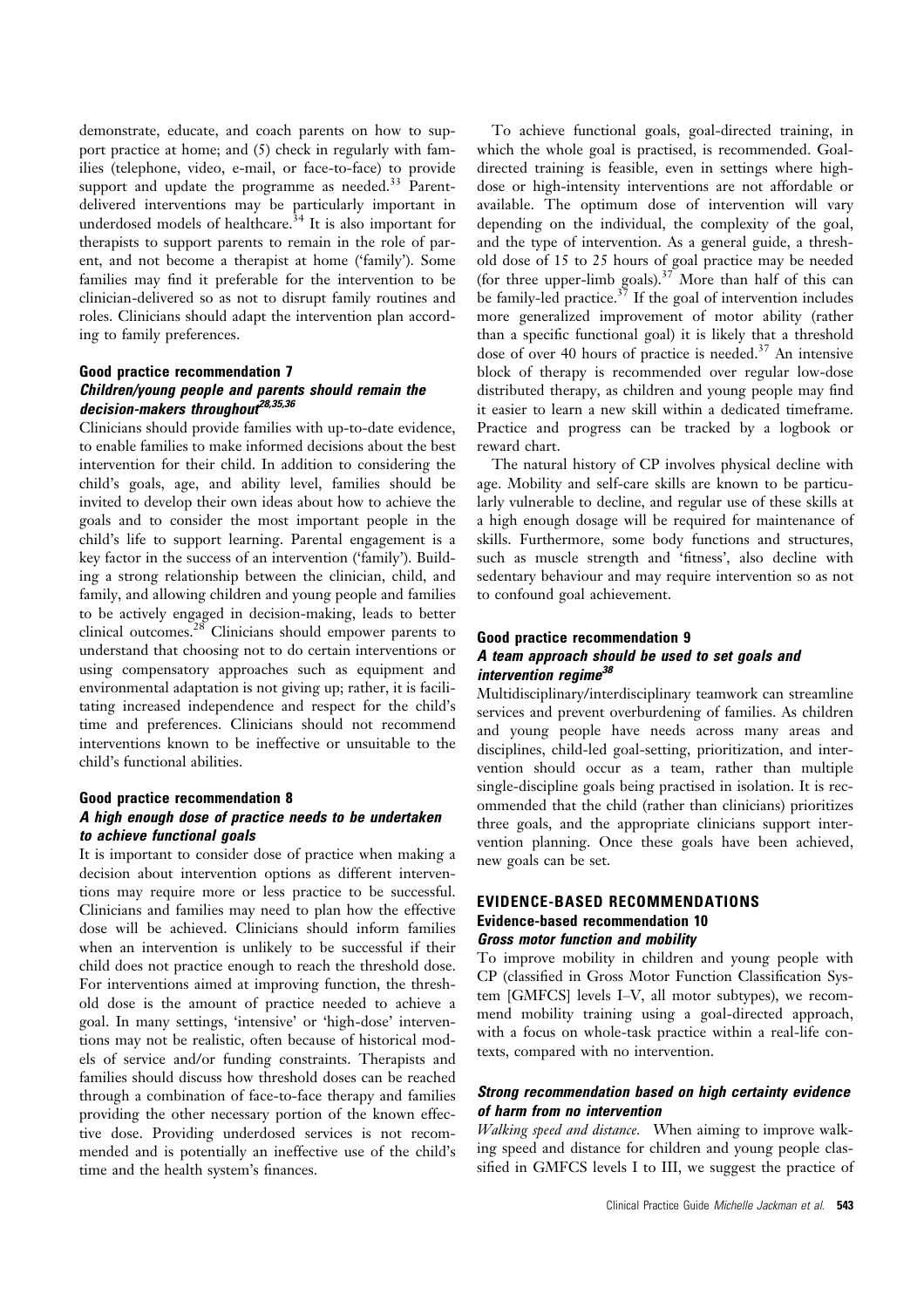demonstrate, educate, and coach parents on how to support practice at home; and (5) check in regularly with families (telephone, video, e-mail, or face-to-face) to provide support and update the programme as needed.[33] Parent-delivered interventions may be particularly important in underdosed models of healthcare.[34] It is also important for therapists to support parents to remain in the role of parent, and not become a therapist at home ('family'). Some families may find it preferable for the intervention to be clinician-delivered so as not to disrupt family routines and roles. Clinicians should adapt the intervention plan according to family preferences.

### Good practice recommendation 7
#### *Children/young people and parents should remain the decision-makers throughout*[28,35,36]

Clinicians should provide families with up-to-date evidence, to enable families to make informed decisions about the best intervention for their child. In addition to considering the child's goals, age, and ability level, families should be invited to develop their own ideas about how to achieve the goals and to consider the most important people in the child's life to support learning. Parental engagement is a key factor in the success of an intervention ('family'). Building a strong relationship between the clinician, child, and family, and allowing children and young people and families to be actively engaged in decision-making, leads to better clinical outcomes.[28] Clinicians should empower parents to understand that choosing not to do certain interventions or using compensatory approaches such as equipment and environmental adaptation is not giving up; rather, it is facilitating increased independence and respect for the child's time and preferences. Clinicians should not recommend interventions known to be ineffective or unsuitable to the child's functional abilities.

### Good practice recommendation 8
#### *A high enough dose of practice needs to be undertaken to achieve functional goals*

It is important to consider dose of practice when making a decision about intervention options as different interventions may require more or less practice to be successful. Clinicians and families may need to plan how the effective dose will be achieved. Clinicians should inform families when an intervention is unlikely to be successful if their child does not practice enough to reach the threshold dose. For interventions aimed at improving function, the threshold dose is the amount of practice needed to achieve a goal. In many settings, 'intensive' or 'high-dose' interventions may not be realistic, often because of historical models of service and/or funding constraints. Therapists and families should discuss how threshold doses can be reached through a combination of face-to-face therapy and families providing the other necessary portion of the known effective dose. Providing underdosed services is not recommended and is potentially an ineffective use of the child's time and the health system's finances.

To achieve functional goals, goal-directed training, in which the whole goal is practised, is recommended. Goal-directed training is feasible, even in settings where high-dose or high-intensity interventions are not affordable or available. The optimum dose of intervention will vary depending on the individual, the complexity of the goal, and the type of intervention. As a general guide, a threshold dose of 15 to 25 hours of goal practice may be needed (for three upper-limb goals).[37] More than half of this can be family-led practice.[37] If the goal of intervention includes more generalized improvement of motor ability (rather than a specific functional goal) it is likely that a threshold dose of over 40 hours of practice is needed.[37] An intensive block of therapy is recommended over regular low-dose distributed therapy, as children and young people may find it easier to learn a new skill within a dedicated timeframe. Practice and progress can be tracked by a logbook or reward chart.

The natural history of CP involves physical decline with age. Mobility and self-care skills are known to be particularly vulnerable to decline, and regular use of these skills at a high enough dosage will be required for maintenance of skills. Furthermore, some body functions and structures, such as muscle strength and 'fitness', also decline with sedentary behaviour and may require intervention so as not to confound goal achievement.

### Good practice recommendation 9
#### *A team approach should be used to set goals and intervention regime*[38]

Multidisciplinary/interdisciplinary teamwork can streamline services and prevent overburdening of families. As children and young people have needs across many areas and disciplines, child-led goal-setting, prioritization, and intervention should occur as a team, rather than multiple single-discipline goals being practised in isolation. It is recommended that the child (rather than clinicians) prioritizes three goals, and the appropriate clinicians support intervention planning. Once these goals have been achieved, new goals can be set.

## EVIDENCE-BASED RECOMMENDATIONS

### Evidence-based recommendation 10
#### *Gross motor function and mobility*

To improve mobility in children and young people with CP (classified in Gross Motor Function Classification System [GMFCS] levels I–V, all motor subtypes), we recommend mobility training using a goal-directed approach, with a focus on whole-task practice within a real-life contexts, compared with no intervention.

#### *Strong recommendation based on high certainty evidence of harm from no intervention*

*Walking speed and distance.* When aiming to improve walking speed and distance for children and young people classified in GMFCS levels I to III, we suggest the practice of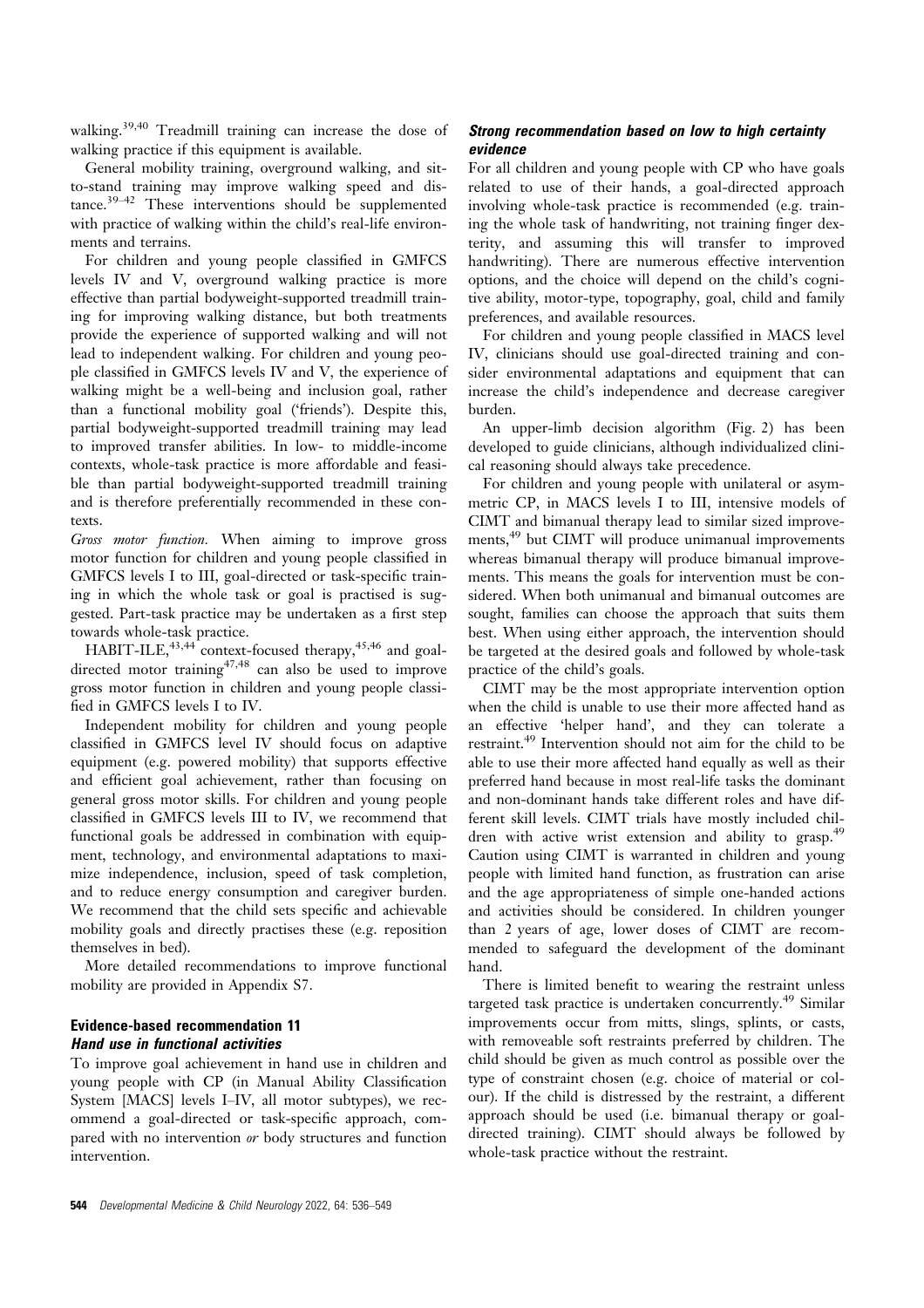walking.[39,40] Treadmill training can increase the dose of walking practice if this equipment is available.

General mobility training, overground walking, and sit-to-stand training may improve walking speed and distance.[39–42] These interventions should be supplemented with practice of walking within the child's real-life environments and terrains.

For children and young people classified in GMFCS levels IV and V, overground walking practice is more effective than partial bodyweight-supported treadmill training for improving walking distance, but both treatments provide the experience of supported walking and will not lead to independent walking. For children and young people classified in GMFCS levels IV and V, the experience of walking might be a well-being and inclusion goal, rather than a functional mobility goal ('friends'). Despite this, partial bodyweight-supported treadmill training may lead to improved transfer abilities. In low- to middle-income contexts, whole-task practice is more affordable and feasible than partial bodyweight-supported treadmill training and is therefore preferentially recommended in these contexts.

*Gross motor function.* When aiming to improve gross motor function for children and young people classified in GMFCS levels I to III, goal-directed or task-specific training in which the whole task or goal is practised is suggested. Part-task practice may be undertaken as a first step towards whole-task practice.

HABIT-ILE,[43,44] context-focused therapy,[45,46] and goal-directed motor training[47,48] can also be used to improve gross motor function in children and young people classified in GMFCS levels I to IV.

Independent mobility for children and young people classified in GMFCS level IV should focus on adaptive equipment (e.g. powered mobility) that supports effective and efficient goal achievement, rather than focusing on general gross motor skills. For children and young people classified in GMFCS levels III to IV, we recommend that functional goals be addressed in combination with equipment, technology, and environmental adaptations to maximize independence, inclusion, speed of task completion, and to reduce energy consumption and caregiver burden. We recommend that the child sets specific and achievable mobility goals and directly practises these (e.g. reposition themselves in bed).

More detailed recommendations to improve functional mobility are provided in Appendix S7.

## Evidence-based recommendation 11

### *Hand use in functional activities*

To improve goal achievement in hand use in children and young people with CP (in Manual Ability Classification System [MACS] levels I–IV, all motor subtypes), we recommend a goal-directed or task-specific approach, compared with no intervention *or* body structures and function intervention.

### *Strong recommendation based on low to high certainty evidence*

For all children and young people with CP who have goals related to use of their hands, a goal-directed approach involving whole-task practice is recommended (e.g. training the whole task of handwriting, not training finger dexterity, and assuming this will transfer to improved handwriting). There are numerous effective intervention options, and the choice will depend on the child's cognitive ability, motor-type, topography, goal, child and family preferences, and available resources.

For children and young people classified in MACS level IV, clinicians should use goal-directed training and consider environmental adaptations and equipment that can increase the child's independence and decrease caregiver burden.

An upper-limb decision algorithm (Fig. 2) has been developed to guide clinicians, although individualized clinical reasoning should always take precedence.

For children and young people with unilateral or asymmetric CP, in MACS levels I to III, intensive models of CIMT and bimanual therapy lead to similar sized improvements,[49] but CIMT will produce unimanual improvements whereas bimanual therapy will produce bimanual improvements. This means the goals for intervention must be considered. When both unimanual and bimanual outcomes are sought, families can choose the approach that suits them best. When using either approach, the intervention should be targeted at the desired goals and followed by whole-task practice of the child's goals.

CIMT may be the most appropriate intervention option when the child is unable to use their more affected hand as an effective 'helper hand', and they can tolerate a restraint.[49] Intervention should not aim for the child to be able to use their more affected hand equally as well as their preferred hand because in most real-life tasks the dominant and non-dominant hands take different roles and have different skill levels. CIMT trials have mostly included children with active wrist extension and ability to grasp.[49] Caution using CIMT is warranted in children and young people with limited hand function, as frustration can arise and the age appropriateness of simple one-handed actions and activities should be considered. In children younger than 2 years of age, lower doses of CIMT are recommended to safeguard the development of the dominant hand.

There is limited benefit to wearing the restraint unless targeted task practice is undertaken concurrently.[49] Similar improvements occur from mitts, slings, splints, or casts, with removeable soft restraints preferred by children. The child should be given as much control as possible over the type of constraint chosen (e.g. choice of material or colour). If the child is distressed by the restraint, a different approach should be used (i.e. bimanual therapy or goal-directed training). CIMT should always be followed by whole-task practice without the restraint.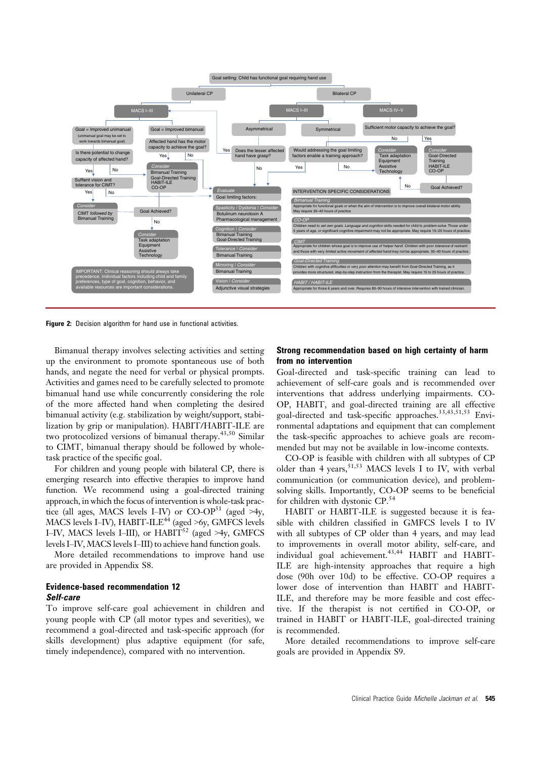**Goal setting: Child has functional goal requiring hand use**

- **Unilateral CP**
  - **MACS I–III**
    - Goal = Improved unimanual (unimanual goal may be set to work towards bimanual goal)
      - Is there potential to change capacity of affected hand?
        - Yes → Suffient vision and tolerance for CIMT?
          - Yes → *Consider*: CIMT *followed by* Bimanual Training
          - No → *Evaluate*: Goal limiting factors
        - No → *Consider*: Bimanual Training, Goal-Directed Training, HABIT-ILE, CO-OP
    - Goal = Improved bimanual
      - Affected hand has the motor capacity to achieve the goal?
        - Yes → *Consider*: Bimanual Training, Goal-Directed Training, HABIT-ILE, CO-OP
        - No → *Evaluate*: Goal limiting factors
    - Goal Achieved?
      - No → *Consider*: Task adaptation, Equipment, Assistive Technology
- **Bilateral CP**
  - **MACS I–III**
    - Asymmetrical → Does the lesser affected hand have grasp?
      - Yes → MACS I–III (unilateral pathway)
      - No → *Evaluate*: Goal limiting factors
    - Symmetrical → Would addressing the goal limiting factors enable a training approach?
      - Yes → *Evaluate*: Goal limiting factors
      - No → *Consider*: Task adaptation, Equipment, Assistive Technology
  - **MACS IV–V**
    - Sufficient motor capacity to achieve the goal?
      - No → *Consider*: Task adaptation, Equipment, Assistive Technology
      - Yes → *Consider*: Goal-Directed Training, HABIT-ILE, CO-OP
        - Goal Achieved? No → *Consider*: Task adaptation, Equipment, Assistive Technology

*Evaluate*: Goal limiting factors:

- Spasticity / Dystonia | *Consider*: Botulinum neurotoxin A, Pharmacological management
- Cognition | *Consider*: Bimanual Training, Goal-Directed Training
- Tolerance | *Consider*: Bimanual Training
- Mirroring | *Consider*: Bimanual Training
- Vision | *Consider*: Adjunctive visual strategies

IMPORTANT: Clinical reasoning should always take precedence. Individual factors including child and family preferences, type of goal, cognition, behavior, and available resources are important considerations.

INTERVENTION SPECIFIC CONSIDERATIONS

- *Bimanual Training*: Appropriate for functional goals or when the aim of intervention is to improve overall bilateral motor ability. May require 30–40 hours of practice
- *CO-OP*: Children need to *set own goals. Language* and *cognition* skills needed for child to *problem-solve*. Those under 5 years of age, or significant cognitive impairment may not be appropriate. May require 15–25 hours of practice.
- *CIMT*: Appropriate for children whose goal is to improve use of 'helper hand'. Children with poor *tolerance* of restraint and those with very *limited active movement of affected hand* may not be appropriate. 30–40 hours of practice.
- *Goal-Directed Training*: Children with *cognitive difficulties* or very *poor attention* may benefit from Goal-Directed Training, as it provides more structured, step-by-step instruction from the therapist. May require 15 to 25 hours of practice.
- *HABIT / HABIT-ILE*: Appropriate for those 6 years and over. Requires 80–90 hours of intensive intervention with trained clinician.

**Figure 2:** Decision algorithm for hand use in functional activities.

Bimanual therapy involves selecting activities and setting up the environment to promote spontaneous use of both hands, and negate the need for verbal or physical prompts. Activities and games need to be carefully selected to promote bimanual hand use while concurrently considering the role of the more affected hand when completing the desired bimanual activity (e.g. stabilization by weight/support, stabilization by grip or manipulation). HABIT/HABIT-ILE are two protocolized versions of bimanual therapy.[43,50] Similar to CIMT, bimanual therapy should be followed by whole-task practice of the specific goal.

For children and young people with bilateral CP, there is emerging research into effective therapies to improve hand function. We recommend using a goal-directed training approach, in which the focus of intervention is whole-task practice (all ages, MACS levels I–IV) or CO-OP[51] (aged >4y, MACS levels I–IV), HABIT-ILE[44] (aged >6y, GMFCS levels I–IV, MACS levels I–III), or HABIT[52] (aged >4y, GMFCS levels I–IV, MACS levels I–III) to achieve hand function goals.

More detailed recommendations to improve hand use are provided in Appendix S8.

## Evidence-based recommendation 12
### *Self-care*

To improve self-care goal achievement in children and young people with CP (all motor types and severities), we recommend a goal-directed and task-specific approach (for skills development) plus adaptive equipment (for safe, timely independence), compared with no intervention.

### Strong recommendation based on high certainty of harm from no intervention

Goal-directed and task-specific training can lead to achievement of self-care goals and is recommended over interventions that address underlying impairments. CO-OP, HABIT, and goal-directed training are all effective goal-directed and task-specific approaches.[33,43,51,53] Environmental adaptations and equipment that can complement the task-specific approaches to achieve goals are recommended but may not be available in low-income contexts.

CO-OP is feasible with children with all subtypes of CP older than 4 years,[51,53] MACS levels I to IV, with verbal communication (or communication device), and problem-solving skills. Importantly, CO-OP seems to be beneficial for children with dystonic CP.[54]

HABIT or HABIT-ILE is suggested because it is feasible with children classified in GMFCS levels I to IV with all subtypes of CP older than 4 years, and may lead to improvements in overall motor ability, self-care, and individual goal achievement.[43,44] HABIT and HABIT-ILE are high-intensity approaches that require a high dose (90h over 10d) to be effective. CO-OP requires a lower dose of intervention than HABIT and HABIT-ILE, and therefore may be more feasible and cost effective. If the therapist is not certified in CO-OP, or trained in HABIT or HABIT-ILE, goal-directed training is recommended.

More detailed recommendations to improve self-care goals are provided in Appendix S9.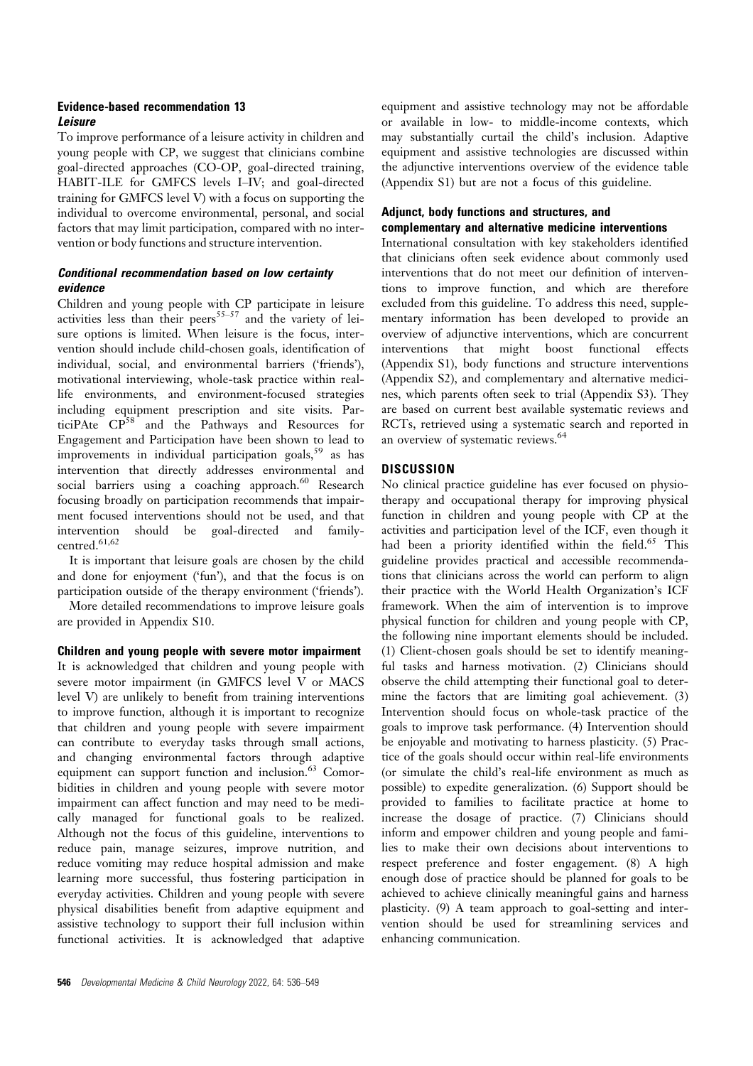### Evidence-based recommendation 13

#### *Leisure*

To improve performance of a leisure activity in children and young people with CP, we suggest that clinicians combine goal-directed approaches (CO-OP, goal-directed training, HABIT-ILE for GMFCS levels I–IV; and goal-directed training for GMFCS level V) with a focus on supporting the individual to overcome environmental, personal, and social factors that may limit participation, compared with no intervention or body functions and structure intervention.

#### *Conditional recommendation based on low certainty evidence*

Children and young people with CP participate in leisure activities less than their peers[55–57] and the variety of leisure options is limited. When leisure is the focus, intervention should include child-chosen goals, identification of individual, social, and environmental barriers ('friends'), motivational interviewing, whole-task practice within real-life environments, and environment-focused strategies including equipment prescription and site visits. ParticiPAte CP[58] and the Pathways and Resources for Engagement and Participation have been shown to lead to improvements in individual participation goals,[59] as has intervention that directly addresses environmental and social barriers using a coaching approach.[60] Research focusing broadly on participation recommends that impairment focused interventions should not be used, and that intervention should be goal-directed and family-centred.[61,62]

It is important that leisure goals are chosen by the child and done for enjoyment ('fun'), and that the focus is on participation outside of the therapy environment ('friends').

More detailed recommendations to improve leisure goals are provided in Appendix S10.

### Children and young people with severe motor impairment

It is acknowledged that children and young people with severe motor impairment (in GMFCS level V or MACS level V) are unlikely to benefit from training interventions to improve function, although it is important to recognize that children and young people with severe impairment can contribute to everyday tasks through small actions, and changing environmental factors through adaptive equipment can support function and inclusion.[63] Comorbidities in children and young people with severe motor impairment can affect function and may need to be medically managed for functional goals to be realized. Although not the focus of this guideline, interventions to reduce pain, manage seizures, improve nutrition, and reduce vomiting may reduce hospital admission and make learning more successful, thus fostering participation in everyday activities. Children and young people with severe physical disabilities benefit from adaptive equipment and assistive technology to support their full inclusion within functional activities. It is acknowledged that adaptive equipment and assistive technology may not be affordable or available in low- to middle-income contexts, which may substantially curtail the child's inclusion. Adaptive equipment and assistive technologies are discussed within the adjunctive interventions overview of the evidence table (Appendix S1) but are not a focus of this guideline.

### Adjunct, body functions and structures, and complementary and alternative medicine interventions

International consultation with key stakeholders identified that clinicians often seek evidence about commonly used interventions that do not meet our definition of interventions to improve function, and which are therefore excluded from this guideline. To address this need, supplementary information has been developed to provide an overview of adjunctive interventions, which are concurrent interventions that might boost functional effects (Appendix S1), body functions and structure interventions (Appendix S2), and complementary and alternative medicines, which parents often seek to trial (Appendix S3). They are based on current best available systematic reviews and RCTs, retrieved using a systematic search and reported in an overview of systematic reviews.[64]

## DISCUSSION

No clinical practice guideline has ever focused on physiotherapy and occupational therapy for improving physical function in children and young people with CP at the activities and participation level of the ICF, even though it had been a priority identified within the field.[65] This guideline provides practical and accessible recommendations that clinicians across the world can perform to align their practice with the World Health Organization's ICF framework. When the aim of intervention is to improve physical function for children and young people with CP, the following nine important elements should be included. (1) Client-chosen goals should be set to identify meaningful tasks and harness motivation. (2) Clinicians should observe the child attempting their functional goal to determine the factors that are limiting goal achievement. (3) Intervention should focus on whole-task practice of the goals to improve task performance. (4) Intervention should be enjoyable and motivating to harness plasticity. (5) Practice of the goals should occur within real-life environments (or simulate the child's real-life environment as much as possible) to expedite generalization. (6) Support should be provided to families to facilitate practice at home to increase the dosage of practice. (7) Clinicians should inform and empower children and young people and families to make their own decisions about interventions to respect preference and foster engagement. (8) A high enough dose of practice should be planned for goals to be achieved to achieve clinically meaningful gains and harness plasticity. (9) A team approach to goal-setting and intervention should be used for streamlining services and enhancing communication.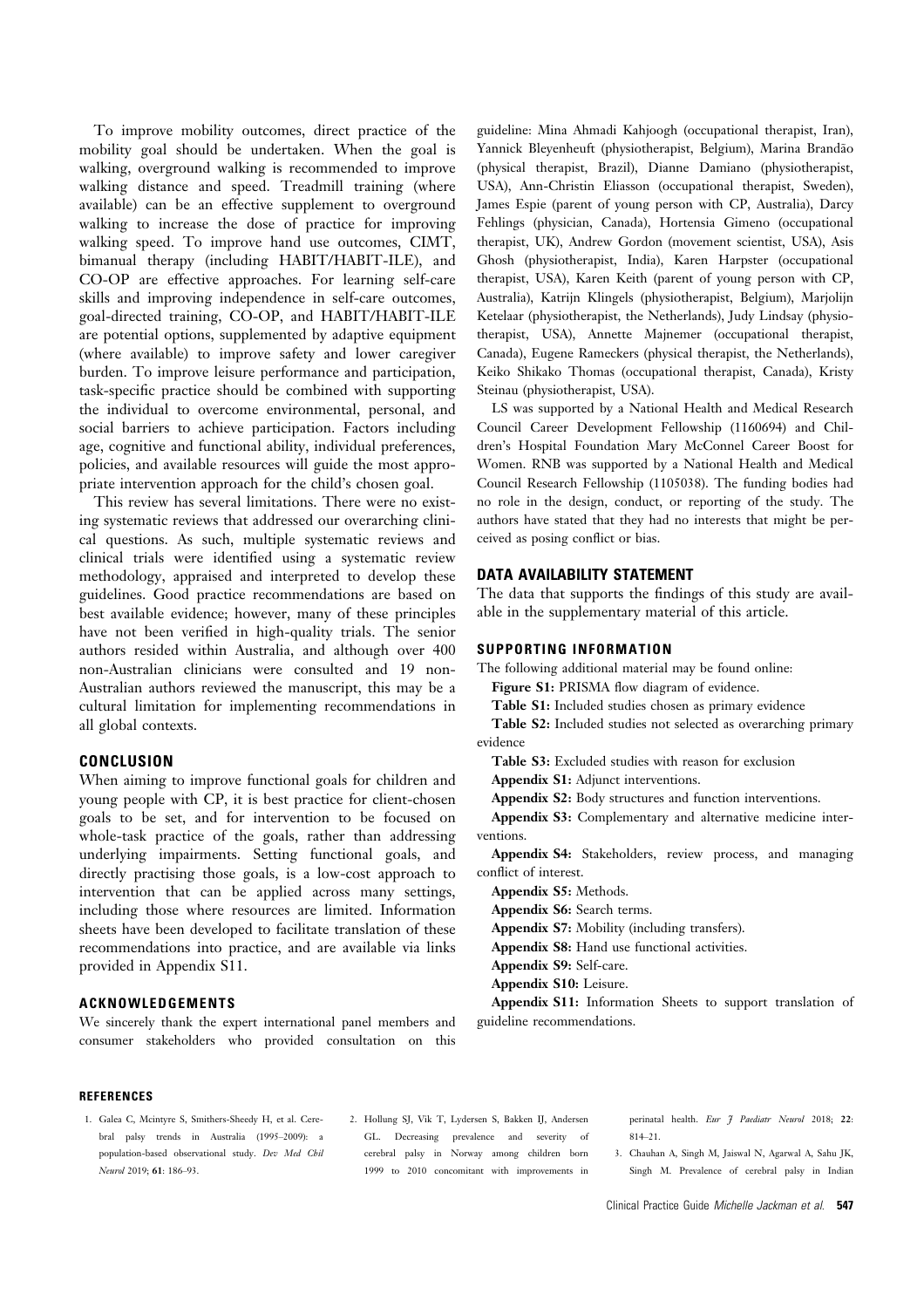To improve mobility outcomes, direct practice of the mobility goal should be undertaken. When the goal is walking, overground walking is recommended to improve walking distance and speed. Treadmill training (where available) can be an effective supplement to overground walking to increase the dose of practice for improving walking speed. To improve hand use outcomes, CIMT, bimanual therapy (including HABIT/HABIT-ILE), and CO-OP are effective approaches. For learning self-care skills and improving independence in self-care outcomes, goal-directed training, CO-OP, and HABIT/HABIT-ILE are potential options, supplemented by adaptive equipment (where available) to improve safety and lower caregiver burden. To improve leisure performance and participation, task-specific practice should be combined with supporting the individual to overcome environmental, personal, and social barriers to achieve participation. Factors including age, cognitive and functional ability, individual preferences, policies, and available resources will guide the most appropriate intervention approach for the child's chosen goal.

This review has several limitations. There were no existing systematic reviews that addressed our overarching clinical questions. As such, multiple systematic reviews and clinical trials were identified using a systematic review methodology, appraised and interpreted to develop these guidelines. Good practice recommendations are based on best available evidence; however, many of these principles have not been verified in high-quality trials. The senior authors resided within Australia, and although over 400 non-Australian clinicians were consulted and 19 non-Australian authors reviewed the manuscript, this may be a cultural limitation for implementing recommendations in all global contexts.

## CONCLUSION

When aiming to improve functional goals for children and young people with CP, it is best practice for client-chosen goals to be set, and for intervention to be focused on whole-task practice of the goals, rather than addressing underlying impairments. Setting functional goals, and directly practising those goals, is a low-cost approach to intervention that can be applied across many settings, including those where resources are limited. Information sheets have been developed to facilitate translation of these recommendations into practice, and are available via links provided in Appendix S11.

## ACKNOWLEDGEMENTS

We sincerely thank the expert international panel members and consumer stakeholders who provided consultation on this guideline: Mina Ahmadi Kahjoogh (occupational therapist, Iran), Yannick Bleyenheuft (physiotherapist, Belgium), Marina Brandão (physical therapist, Brazil), Dianne Damiano (physiotherapist, USA), Ann-Christin Eliasson (occupational therapist, Sweden), James Espie (parent of young person with CP, Australia), Darcy Fehlings (physician, Canada), Hortensia Gimeno (occupational therapist, UK), Andrew Gordon (movement scientist, USA), Asis Ghosh (physiotherapist, India), Karen Harpster (occupational therapist, USA), Karen Keith (parent of young person with CP, Australia), Katrijn Klingels (physiotherapist, Belgium), Marjolijn Ketelaar (physiotherapist, the Netherlands), Judy Lindsay (physiotherapist, USA), Annette Majnemer (occupational therapist, Canada), Eugene Rameckers (physical therapist, the Netherlands), Keiko Shikako Thomas (occupational therapist, Canada), Kristy Steinau (physiotherapist, USA).

LS was supported by a National Health and Medical Research Council Career Development Fellowship (1160694) and Children's Hospital Foundation Mary McConnel Career Boost for Women. RNB was supported by a National Health and Medical Council Research Fellowship (1105038). The funding bodies had no role in the design, conduct, or reporting of the study. The authors have stated that they had no interests that might be perceived as posing conflict or bias.

## DATA AVAILABILITY STATEMENT

The data that supports the findings of this study are available in the supplementary material of this article.

## SUPPORTING INFORMATION

The following additional material may be found online:

**Figure S1:** PRISMA flow diagram of evidence.

**Table S1:** Included studies chosen as primary evidence

**Table S2:** Included studies not selected as overarching primary evidence

**Table S3:** Excluded studies with reason for exclusion

**Appendix S1:** Adjunct interventions.

**Appendix S2:** Body structures and function interventions.

**Appendix S3:** Complementary and alternative medicine interventions.

**Appendix S4:** Stakeholders, review process, and managing conflict of interest.

**Appendix S5:** Methods.

**Appendix S6:** Search terms.

**Appendix S7:** Mobility (including transfers).

**Appendix S8:** Hand use functional activities.

**Appendix S9:** Self-care.

**Appendix S10:** Leisure.

**Appendix S11:** Information Sheets to support translation of guideline recommendations.

## REFERENCES

1. Galea C, Mcintyre S, Smithers-Sheedy H, et al. Cerebral palsy trends in Australia (1995–2009): a population-based observational study. *Dev Med Chil Neurol* 2019; **61**: 186–93.
2. Hollung SJ, Vik T, Lydersen S, Bakken IJ, Andersen GL. Decreasing prevalence and severity of cerebral palsy in Norway among children born 1999 to 2010 concomitant with improvements in perinatal health. *Eur J Paediatr Neurol* 2018; **22**: 814–21.
3. Chauhan A, Singh M, Jaiswal N, Agarwal A, Sahu JK, Singh M. Prevalence of cerebral palsy in Indian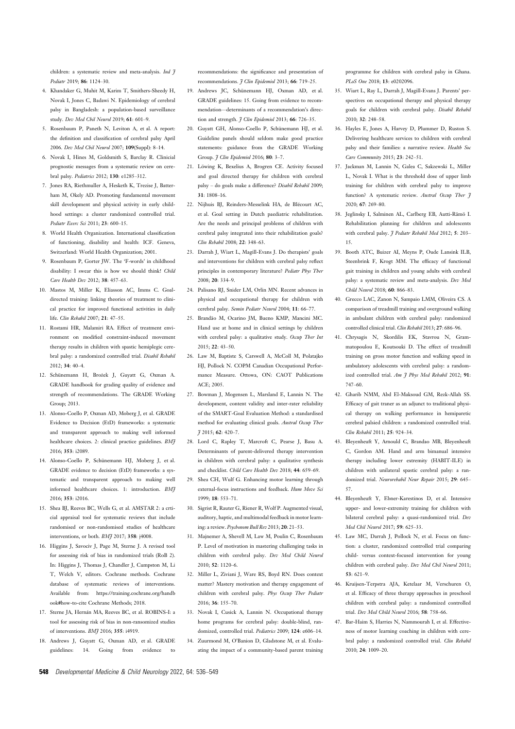children: a systematic review and meta-analysis. *Ind J Pediatr* 2019; **86**: 1124–30.

4. Khandaker G, Muhit M, Karim T, Smithers-Sheedy H, Novak I, Jones C, Badawi N. Epidemiology of cerebral palsy in Bangladesh: a population-based surveillance study. *Dev Med Chil Neurol* 2019; **61**: 601–9.
5. Rosenbaum P, Paneth N, Leviton A, et al. A report: the definition and classification of cerebral palsy April 2006. *Dev Med Chil Neurol* 2007; **109**(Suppl): 8–14.
6. Novak I, Hines M, Goldsmith S, Barclay R. Clinicial prognostic messages from a systematic review on cerebral palsy. *Pediatrics* 2012; **130**: e1285–312.
7. Jones RA, Riethmuller A, Hesketh K, Trezise J, Batterham M, Okely AD. Promoting fundamental movement skill development and physical activity in early childhood settings: a cluster randomized controlled trial. *Pediatr Exerc Sci* 2011; **23**: 600–15.
8. World Health Organization. International classification of functioning, disability and health: ICF. Geneva, Switzerland: World Health Organization; 2001.
9. Rosenbaum P, Gorter JW. The 'F-words' in childhood disability: I swear this is how we should think! *Child Care Health Dev* 2012; **38**: 457–63.
10. Mastos M, Miller K, Eliasson AC, Imms C. Goal-directed training: linking theories of treatment to clinical practice for improved functional activities in daily life. *Clin Rehabil* 2007; **21**: 47–55.
11. Rostami HR, Malamiri RA. Effect of treatment environment on modified constraint-induced movement therapy results in children with spastic hemiplegic cerebral palsy: a randomized controlled trial. *Disabil Rehabil* 2012; **34**: 40–4.
12. Schünemann H, Brożek J, Guyatt G, Oxman A. GRADE handbook for grading quality of evidence and strength of recommendations. The GRADE Working Group; 2013.
13. Alonso-Coello P, Oxman AD, Moberg J, et al. GRADE Evidence to Decision (EtD) frameworks: a systematic and transparent approach to making well informed healthcare choices. 2: clinical practice guidelines. *BMJ* 2016; **353**: i2089.
14. Alonso-Coello P, Schünemann HJ, Moberg J, et al. GRADE evidence to decision (EtD) frameworks: a systematic and transparent approach to making well informed healthcare choices. 1: introduction. *BMJ* 2016; **353**: i2016.
15. Shea BJ, Reeves BC, Wells G, et al. AMSTAR 2: a critical appraisal tool for systematic reviews that include randomised or non-randomised studies of healthcare interventions, or both. *BMJ* 2017; **358**: j4008.
16. Higgins J, Savociv J, Page M, Sterne J. A revised tool for assessing risk of bias in randomized trials (RoB 2). In: Higgins J, Thomas J, Chandler J, Cumpston M, Li T, Welch V, editors. Cochrane methods. Cochrane database of systematic reviews of interventions. Available from: https://training.cochrane.org/handbook#how-to-cite Cochrane Methods; 2018.
17. Sterne JA, Hernán MA, Reeves BC, et al. ROBINS-I: a tool for assessing risk of bias in non-ransomized studies of interventions. *BMJ* 2016; **355**: i4919.
18. Andrews J, Guyatt G, Oxman AD, et al. GRADE guidelines: 14. Going from evidence to recommendations: the significance and presentation of recommendations. *J Clin Epidemiol* 2013; **66**: 719–25.
19. Andrews JC, Schünemann HJ, Oxman AD, et al. GRADE guidelines: 15. Going from evidence to recommendation—determinants of a recommendation's direction and strength. *J Clin Epidemiol* 2013; **66**: 726–35.
20. Guyatt GH, Alonso-Coello P, Schünemann HJ, et al. Guideline panels should seldom make good practice statements: guidance from the GRADE Working Group. *J Clin Epidemiol* 2016; **80**: 3–7.
21. Löwing K, Bexelius A, Brogren CE. Activity focused and goal directed therapy for children with cerebral palsy – do goals make a difference? *Disabil Rehabil* 2009; **31**: 1808–16.
22. Nijhuis BJ, Reinders-Messelink HA, de Blécourt AC, et al. Goal setting in Dutch paediatric rehabilitation. Are the needs and principal problems of children with cerebral palsy integrated into their rehabilitation goals? *Clin Rehabil* 2008; **22**: 348–63.
23. Darrah J, Wiart L, Magill-Evans J. Do therapists' goals and interventions for children with cerebral palsy reflect principles in contemporary literature? *Pediatr Phys Ther* 2008; **20**: 334–9.
24. Palisano RJ, Snider LM, Orlin MN. Recent advances in physical and occupational therapy for children with cerebral palsy. *Semin Pediatr Neurol* 2004; **11**: 66–77.
25. Brandão M, Ocarino JM, Bueno KMP, Mancini MC. Hand use at home and in clinical settings by children with cerebral palsy: a qualitative study. *Occup Ther Int* 2015; **22**: 43–50.
26. Law M, Baptiste S, Carswell A, McColl M, Polatajko HJ, Pollock N. COPM Canadian Occupational Performance Measure. Ottowa, ON: CAOT Publications ACE; 2005.
27. Bowman J, Mogensen L, Marsland E, Lannin N. The development, content validity and inter-rater reliability of the SMART-Goal Evaluation Method: a standardised method for evaluating clinical goals. *Austral Occup Ther J* 2015; **62**: 420–7.
28. Lord C, Rapley T, Marcroft C, Pearse J, Basu A. Determinants of parent-delivered therapy intervention in children with cerebral palsy: a qualitative synthesis and checklist. *Child Care Health Dev* 2018; **44**: 659–69.
29. Shea CH, Wulf G. Enhancing motor learning through external-focus instructions and feedback. *Hum Move Sci* 1999; **18**: 553–71.
30. Sigrist R, Rauter G, Riener R, Wolf P. Augmented visual, auditory, haptic, and multimodal feedback in motor learning: a review. *Psychonom Bull Rev* 2013; **20**: 21–53.
31. Majnemer A, Shevell M, Law M, Poulin C, Rosenbaum P. Level of motivation in mastering challenging tasks in children with cerebral palsy. *Dev Med Child Neurol* 2010; **52**: 1120–6.
32. Miller L, Ziviani J, Ware RS, Boyd RN. Does context matter? Mastery motivation and therapy engagement of children with cerebral palsy. *Phys Occup Ther Pediatr* 2016; **36**: 155–70.
33. Novak I, Cusick A, Lannin N. Occupational therapy home programs for cerebral palsy: double-blind, randomized, controlled trial. *Pediatrics* 2009; **124**: e606–14.
34. Zuurmond M, O'Banion D, Gladstone M, et al. Evaluating the impact of a community-based parent training programme for children with cerebral palsy in Ghana. *PLoS One* 2018; **13**: e0202096.
35. Wiart L, Ray L, Darrah J, Magill-Evans J. Parents' perspectives on occupational therapy and physical therapy goals for children with cerebral palsy. *Disabil Rehabil* 2010; **32**: 248–58.
36. Hayles E, Jones A, Harvey D, Plummer D, Ruston S. Delivering healthcare services to children with cerebral palsy and their families: a narrative review. *Health Soc Care Community* 2015; **23**: 242–51.
37. Jackman M, Lannin N, Galea C, Sakzewski L, Miller L, Novak I. What is the threshold dose of upper limb training for children with cerebral palsy to improve function? A systematic review. *Austral Occup Ther J* 2020; **67**: 269–80.
38. Jeglinsky I, Salminen AL, Carlberg EB, Autti-Rämö I. Rehabilitation planning for children and adolescents with cerebral palsy. *J Pediatr Rehabil Med* 2012; **5**: 203–15.
39. Booth ATC, Buizer AI, Meyns P, Oude Lansink ILB, Steenbrink F, Krogt MM. The efficacy of functional gait training in children and young adults with cerebral palsy: a systematic review and meta-analysis. *Dev Med Child Neurol* 2018; **60**: 866–83.
40. Grecco LAC, Zanon N, Sampaio LMM, Oliveira CS. A comparison of treadmill training and overground walking in ambulant children with cerebral palsy: randomized controlled clinical trial. *Clin Rehabil* 2013; **27**: 686–96.
41. Chrysagis N, Skordilis EK, Stavrou N, Grammatopoulou E, Koutsouki D. The effect of treadmill training on gross motor function and walking speed in ambulatory adolescents with cerebral palsy: a randomized controlled trial. *Am J Phys Med Rehabil* 2012; **91**: 747–60.
42. Gharib NMM, Abd El-Maksoud GM, Rezk-Allah SS. Efficacy of gait traner as an adjunct to traditional physical therapy on walking performance in hemiparetic cerebral palsied children: a randomized controlled trial. *Clin Rehabil* 2011; **25**: 924–34.
43. Bleyenheuft Y, Arnould C, Brandao MB, Bleyenheuft C, Gordon AM. Hand and arm bimanual intensive therapy including lower extremity (HABIT-ILE) in children with unilateral spastic cerebral palsy: a randomized trial. *Neurorehabil Neur Repair* 2015; **29**: 645–57.
44. Bleyenheuft Y, Ebner-Karestinos D, et al. Intensive upper- and lower-extremity training for children with bilateral cerebral palsy: a quasi-randomized trial. *Dev Med Chil Neurol* 2017; **59**: 625–33.
45. Law MC, Darrah J, Pollock N, et al. Focus on function: a cluster, randomized controlled trial comparing child- versus context-focused intervention for young children with cerebral palsy. *Dev Med Chil Neurol* 2011; **53**: 621–9.
46. Kruijsen-Terpstra AJA, Ketelaar M, Verschuren O, et al. Efficacy of three therapy approaches in preschool children with cerebral palsy: a randomized controlled trial. *Dev Med Child Neurol* 2016; **58**: 758–66.
47. Bar-Haim S, Harries N, Nammourah I, et al. Effectiveness of motor learning coaching in children with cerebral palsy: a randomized controlled trial. *Clin Rehabil* 2010; **24**: 1009–20.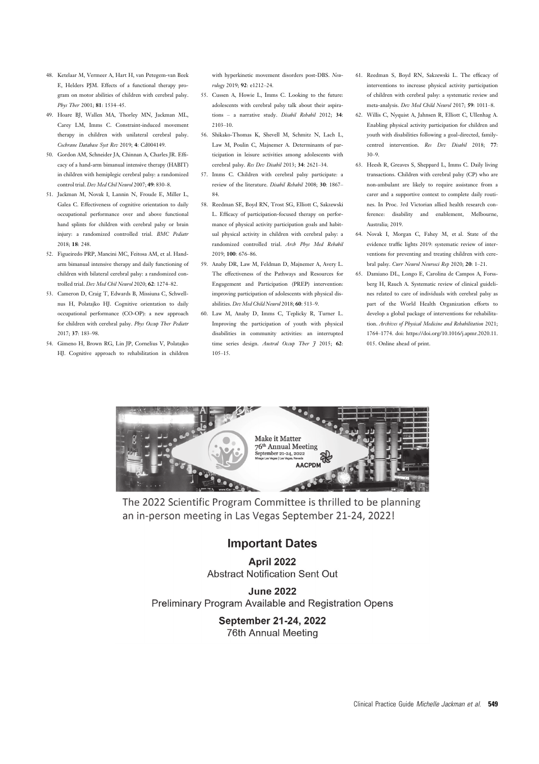48. Ketelaar M, Vermeer A, Hart H, van Petegem-van Beek E, Helders PJM. Effects of a functional therapy program on motor abilities of children with cerebral palsy. *Phys Ther* 2001; **81**: 1534–45.
49. Hoare BJ, Wallen MA, Thorley MN, Jackman ML, Carey LM, Imms C. Constraint-induced movement therapy in children with unilateral cerebral palsy. *Cochrane Database Syst Rev* 2019; **4**: Cd004149.
50. Gordon AM, Schneider JA, Chinnan A, Charles JR. Efficacy of a hand-arm bimanual intensive therapy (HABIT) in children with hemiplegic cerebral palsy: a randomized control trial. *Dev Med Chil Neurol* 2007; **49**: 830–8.
51. Jackman M, Novak I, Lannin N, Froude E, Miller L, Galea C. Effectiveness of cognitive orientation to daily occupational performance over and above functional hand splints for children with cerebral palsy or brain injury: a randomized controlled trial. *BMC Pediatr* 2018; **18**: 248.
52. Figueiredo PRP, Mancini MC, Feitosa AM, et al. Hand-arm bimanual intensive therapy and daily functioning of children with bilateral cerebral palsy: a randomized controlled trial. *Dev Med Chil Neurol* 2020; **62**: 1274–82.
53. Cameron D, Craig T, Edwards B, Missiuna C, Schwellnus H, Polatajko HJ. Cognitive orientation to daily occupational performance (CO-OP): a new approach for children with cerebral palsy. *Phys Occup Ther Pediatr* 2017; **37**: 183–98.
54. Gimeno H, Brown RG, Lin JP, Cornelius V, Polatajko HJ. Cognitive approach to rehabilitation in children with hyperkinetic movement disorders post-DBS. *Neurology* 2019; **92**: e1212–24.
55. Cussen A, Howie L, Imms C. Looking to the future: adolescents with cerebral palsy talk about their aspirations – a narrative study. *Disabil Rehabil* 2012; **34**: 2103–10.
56. Shikako-Thomas K, Shevell M, Schmitz N, Lach L, Law M, Poulin C, Majnemer A. Determinants of participation in leisure activities among adolescents with cerebral palsy. *Res Dev Disabil* 2013; **34**: 2621–34.
57. Imms C. Children with cerebral palsy participate: a review of the literature. *Disabil Rehabil* 2008; **30**: 1867–84.
58. Reedman SE, Boyd RN, Trost SG, Elliott C, Sakzewski L. Efficacy of participation-focused therapy on performance of physical activity participation goals and habitual physical activity in children with cerebral palsy: a randomized controlled trial. *Arch Phys Med Rehabil* 2019; **100**: 676–86.
59. Anaby DR, Law M, Feldman D, Majnemer A, Avery L. The effectiveness of the Pathways and Resources for Engagement and Participation (PREP) intervention: improving participation of adolescents with physical disabilities. *Dev Med Child Neurol* 2018; **60**: 513–9.
60. Law M, Anaby D, Imms C, Teplicky R, Turner L. Improving the participation of youth with physical disabilities in community activities: an interrupted time series design. *Austral Occup Ther J* 2015; **62**: 105–15.
61. Reedman S, Boyd RN, Sakzewski L. The efficacy of interventions to increase physical activity participation of children with cerebral palsy: a systematic review and meta-analysis. *Dev Med Child Neurol* 2017; **59**: 1011–8.
62. Willis C, Nyquist A, Jahnsen R, Elliott C, Ullenhag A. Enabling physical activity participation for children and youth with disabilities following a goal-directed, family-centred intervention. *Res Dev Disabil* 2018; **77**: 30–9.
63. Heesh R, Greaves S, Sheppard L, Imms C. Daily living transactions. Children with cerebral palsy (CP) who are non-ambulant are likely to require assistance from a carer and a supportive context to complete daily routines. In Proc. 3rd Victorian allied health research conference: disability and enablement, Melbourne, Australia; 2019.
64. Novak I, Morgan C, Fahey M, et al. State of the evidence traffic lights 2019: systematic review of interventions for preventing and treating children with cerebral palsy. *Curr Neurol Neurosci Rep* 2020; **20**: 1–21.
65. Damiano DL, Longo E, Carolina de Campos A, Forssberg H, Rauch A. Systematic review of clinical guidelines related to care of individuals with cerebral palsy as part of the World Health Organization efforts to develop a global package of interventions for rehabilitation. *Archives of Physical Medicine and Rehabilitation* 2021; 1764–1774. doi: https://doi.org/10.1016/j.apmr.2020.11.015. Online ahead of print.

Make it Matter
76th Annual Meeting
September 21-24, 2022
Mirage Las Vegas | Las Vegas, Nevada
AACPDM

The 2022 Scientific Program Committee is thrilled to be planning an in-person meeting in Las Vegas September 21-24, 2022!

## Important Dates

**April 2022**
Abstract Notification Sent Out

**June 2022**
Preliminary Program Available and Registration Opens

**September 21-24, 2022**
76th Annual Meeting